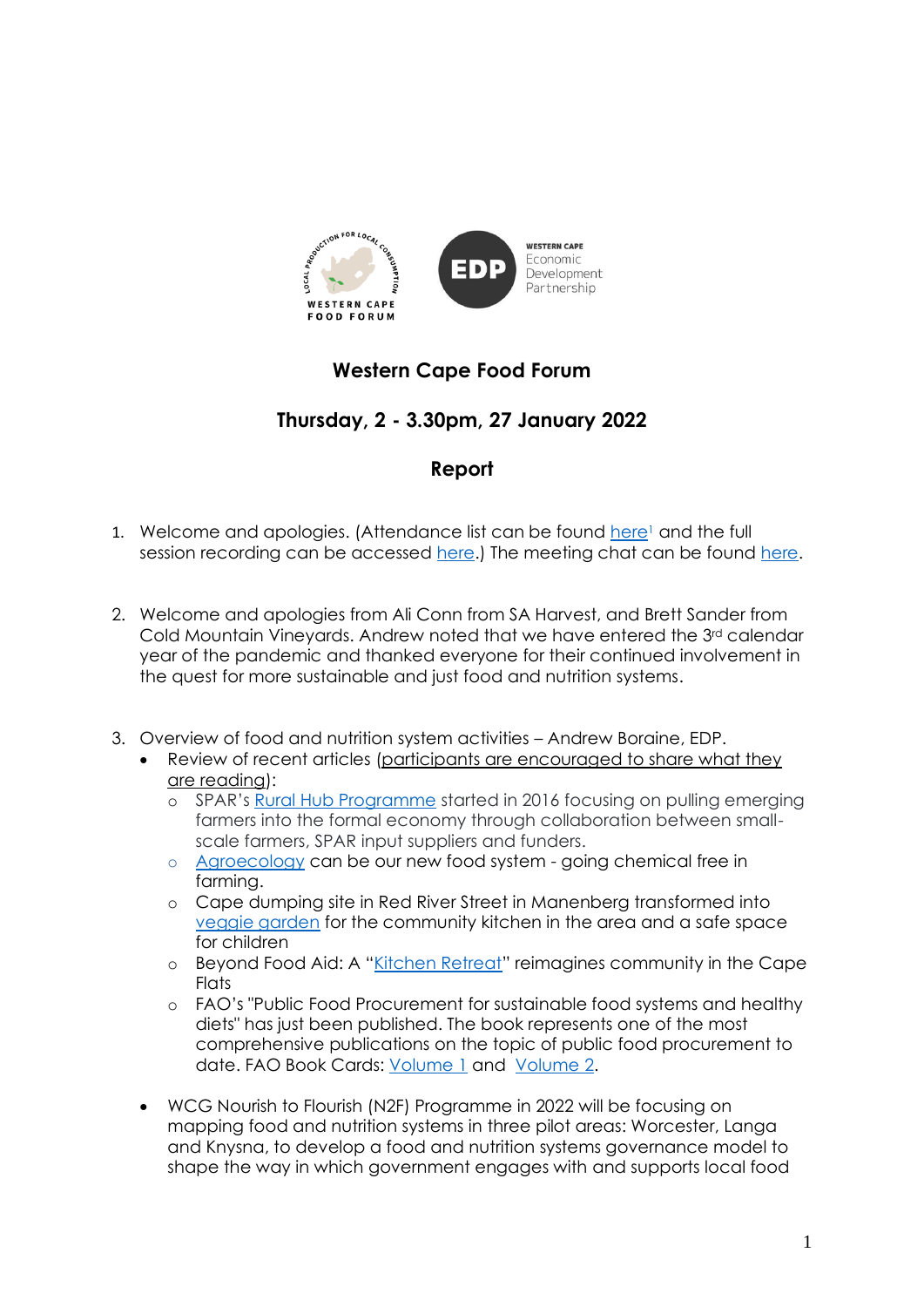# Western Cape Food Forum

## Thursday, 2 - 3.30pm, 27 January 2022

## Report

1. Welcome and apologies. (Attendance list can be found here[1] and the full session recording can be accessed here.) The meeting chat can be found here.

2. Welcome and apologies from Ali Conn from SA Harvest, and Brett Sander from Cold Mountain Vineyards. Andrew noted that we have entered the 3rd calendar year of the pandemic and thanked everyone for their continued involvement in the quest for more sustainable and just food and nutrition systems.

3. Overview of food and nutrition system activities – Andrew Boraine, EDP.
   - Review of recent articles (participants are encouraged to share what they are reading):
     - SPAR's Rural Hub Programme started in 2016 focusing on pulling emerging farmers into the formal economy through collaboration between small-scale farmers, SPAR input suppliers and funders.
     - Agroecology can be our new food system - going chemical free in farming.
     - Cape dumping site in Red River Street in Manenberg transformed into veggie garden for the community kitchen in the area and a safe space for children
     - Beyond Food Aid: A "Kitchen Retreat" reimagines community in the Cape Flats
     - FAO's "Public Food Procurement for sustainable food systems and healthy diets" has just been published. The book represents one of the most comprehensive publications on the topic of public food procurement to date. FAO Book Cards: Volume 1 and Volume 2.
   - WCG Nourish to Flourish (N2F) Programme in 2022 will be focusing on mapping food and nutrition systems in three pilot areas: Worcester, Langa and Knysna, to develop a food and nutrition systems governance model to shape the way in which government engages with and supports local food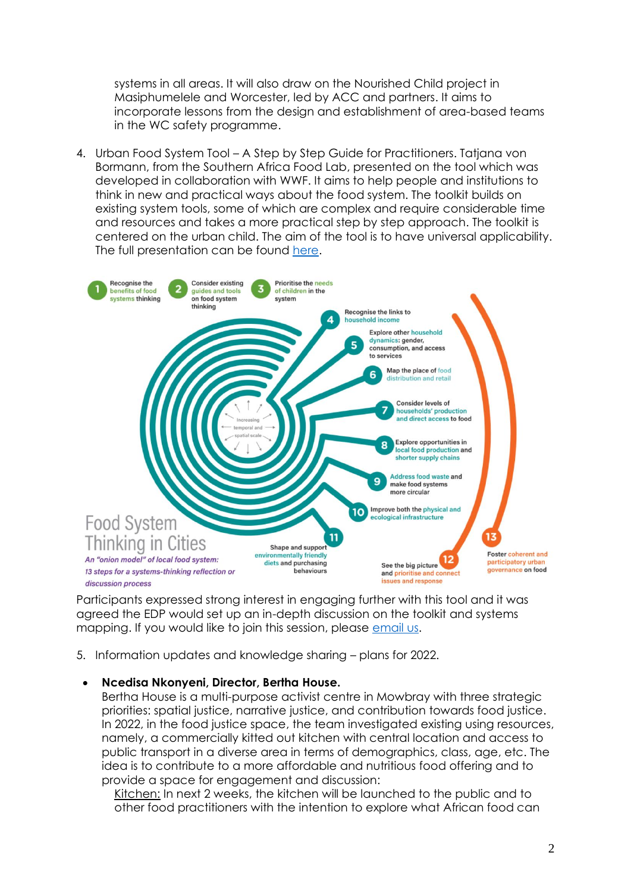systems in all areas. It will also draw on the Nourished Child project in Masiphumelele and Worcester, led by ACC and partners. It aims to incorporate lessons from the design and establishment of area-based teams in the WC safety programme.

4. Urban Food System Tool – A Step by Step Guide for Practitioners. Tatjana von Bormann, from the Southern Africa Food Lab, presented on the tool which was developed in collaboration with WWF. It aims to help people and institutions to think in new and practical ways about the food system. The toolkit builds on existing system tools, some of which are complex and require considerable time and resources and takes a more practical step by step approach. The toolkit is centered on the urban child. The aim of the tool is to have universal applicability. The full presentation can be found [here]().

**Food System Thinking in Cities**

*An "onion model" of local food system: 13 steps for a systems-thinking reflection or discussion process*

1. Recognise the benefits of food systems thinking
2. Consider existing guides and tools on food system thinking
3. Prioritise the needs of children in the system
4. Recognise the links to household income
5. Explore other household dynamics: gender, consumption, and access to services
6. Map the place of food distribution and retail
7. Consider levels of households' production and direct access to food
8. Explore opportunities in local food production and shorter supply chains
9. Address food waste and make food systems more circular
10. Improve both the physical and ecological infrastructure
11. Shape and support environmentally friendly diets and purchasing behaviours
12. See the big picture and prioritise and connect issues and response
13. Foster coherent and participatory urban governance on food

Increasing temporal and spatial scale

Participants expressed strong interest in engaging further with this tool and it was agreed the EDP would set up an in-depth discussion on the toolkit and systems mapping. If you would like to join this session, please [email us]().

5. Information updates and knowledge sharing – plans for 2022.

- **Ncedisa Nkonyeni, Director, Bertha House.**
  Bertha House is a multi-purpose activist centre in Mowbray with three strategic priorities: spatial justice, narrative justice, and contribution towards food justice. In 2022, in the food justice space, the team investigated existing using resources, namely, a commercially kitted out kitchen with central location and access to public transport in a diverse area in terms of demographics, class, age, etc. The idea is to contribute to a more affordable and nutritious food offering and to provide a space for engagement and discussion:
  Kitchen: In next 2 weeks, the kitchen will be launched to the public and to other food practitioners with the intention to explore what African food can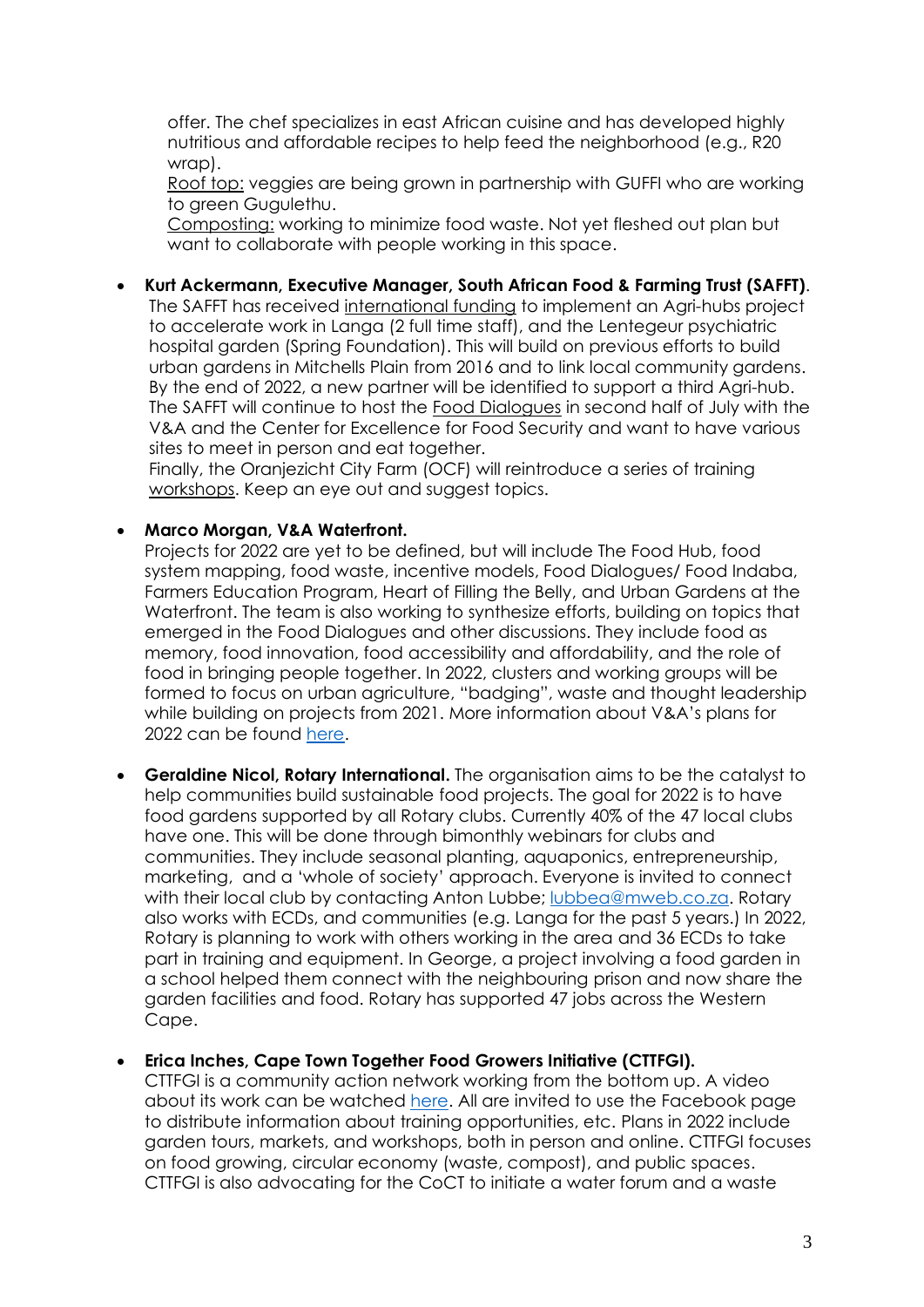offer. The chef specializes in east African cuisine and has developed highly nutritious and affordable recipes to help feed the neighborhood (e.g., R20 wrap).
Roof top: veggies are being grown in partnership with GUFFI who are working to green Gugulethu.
Composting: working to minimize food waste. Not yet fleshed out plan but want to collaborate with people working in this space.

- **Kurt Ackermann, Executive Manager, South African Food & Farming Trust (SAFFT)**. The SAFFT has received international funding to implement an Agri-hubs project to accelerate work in Langa (2 full time staff), and the Lentegeur psychiatric hospital garden (Spring Foundation). This will build on previous efforts to build urban gardens in Mitchells Plain from 2016 and to link local community gardens. By the end of 2022, a new partner will be identified to support a third Agri-hub. The SAFFT will continue to host the Food Dialogues in second half of July with the V&A and the Center for Excellence for Food Security and want to have various sites to meet in person and eat together.
  Finally, the Oranjezicht City Farm (OCF) will reintroduce a series of training workshops. Keep an eye out and suggest topics.

- **Marco Morgan, V&A Waterfront.**
  Projects for 2022 are yet to be defined, but will include The Food Hub, food system mapping, food waste, incentive models, Food Dialogues/ Food Indaba, Farmers Education Program, Heart of Filling the Belly, and Urban Gardens at the Waterfront. The team is also working to synthesize efforts, building on topics that emerged in the Food Dialogues and other discussions. They include food as memory, food innovation, food accessibility and affordability, and the role of food in bringing people together. In 2022, clusters and working groups will be formed to focus on urban agriculture, "badging", waste and thought leadership while building on projects from 2021. More information about V&A's plans for 2022 can be found here.

- **Geraldine Nicol, Rotary International.** The organisation aims to be the catalyst to help communities build sustainable food projects. The goal for 2022 is to have food gardens supported by all Rotary clubs. Currently 40% of the 47 local clubs have one. This will be done through bimonthly webinars for clubs and communities. They include seasonal planting, aquaponics, entrepreneurship, marketing, and a 'whole of society' approach. Everyone is invited to connect with their local club by contacting Anton Lubbe; lubbea@mweb.co.za. Rotary also works with ECDs, and communities (e.g. Langa for the past 5 years.) In 2022, Rotary is planning to work with others working in the area and 36 ECDs to take part in training and equipment. In George, a project involving a food garden in a school helped them connect with the neighbouring prison and now share the garden facilities and food. Rotary has supported 47 jobs across the Western Cape.

- **Erica Inches, Cape Town Together Food Growers Initiative (CTTFGI).**
  CTTFGI is a community action network working from the bottom up. A video about its work can be watched here. All are invited to use the Facebook page to distribute information about training opportunities, etc. Plans in 2022 include garden tours, markets, and workshops, both in person and online. CTTFGI focuses on food growing, circular economy (waste, compost), and public spaces. CTTFGI is also advocating for the CoCT to initiate a water forum and a waste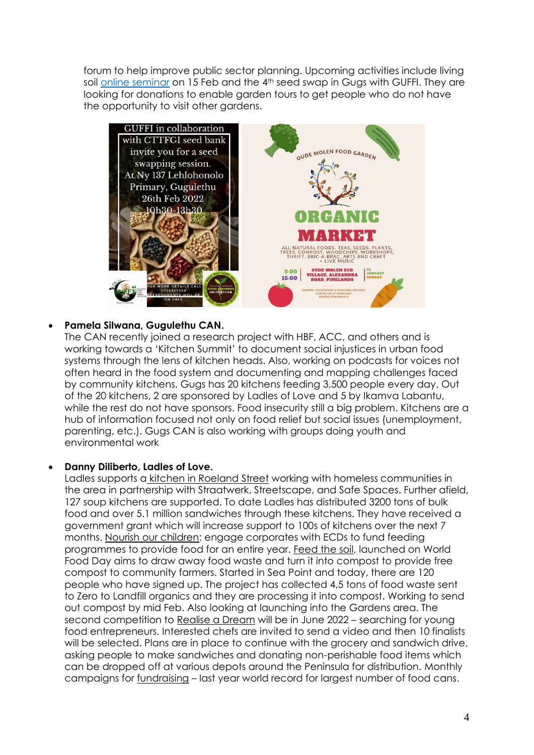forum to help improve public sector planning. Upcoming activities include living soil online seminar on 15 Feb and the 4th seed swap in Gugs with GUFFI. They are looking for donations to enable garden tours to get people who do not have the opportunity to visit other gardens.

- **Pamela Silwana, Gugulethu CAN.**
  The CAN recently joined a research project with HBF, ACC, and others and is working towards a 'Kitchen Summit' to document social injustices in urban food systems through the lens of kitchen heads. Also, working on podcasts for voices not often heard in the food system and documenting and mapping challenges faced by community kitchens. Gugs has 20 kitchens feeding 3,500 people every day. Out of the 20 kitchens, 2 are sponsored by Ladles of Love and 5 by Ikamva Labantu, while the rest do not have sponsors. Food insecurity still a big problem. Kitchens are a hub of information focused not only on food relief but social issues (unemployment, parenting, etc.). Gugs CAN is also working with groups doing youth and environmental work

- **Danny Diliberto, Ladles of Love.**
  Ladles supports a kitchen in Roeland Street working with homeless communities in the area in partnership with Straatwerk, Streetscape, and Safe Spaces. Further afield, 127 soup kitchens are supported. To date Ladles has distributed 3200 tons of bulk food and over 5.1 million sandwiches through these kitchens. They have received a government grant which will increase support to 100s of kitchens over the next 7 months. Nourish our children: engage corporates with ECDs to fund feeding programmes to provide food for an entire year. Feed the soil, launched on World Food Day aims to draw away food waste and turn it into compost to provide free compost to community farmers. Started in Sea Point and today, there are 120 people who have signed up. The project has collected 4,5 tons of food waste sent to Zero to Landfill organics and they are processing it into compost. Working to send out compost by mid Feb. Also looking at launching into the Gardens area. The second competition to Realise a Dream will be in June 2022 – searching for young food entrepreneurs. Interested chefs are invited to send a video and then 10 finalists will be selected. Plans are in place to continue with the grocery and sandwich drive, asking people to make sandwiches and donating non-perishable food items which can be dropped off at various depots around the Peninsula for distribution. Monthly campaigns for fundraising – last year world record for largest number of food cans.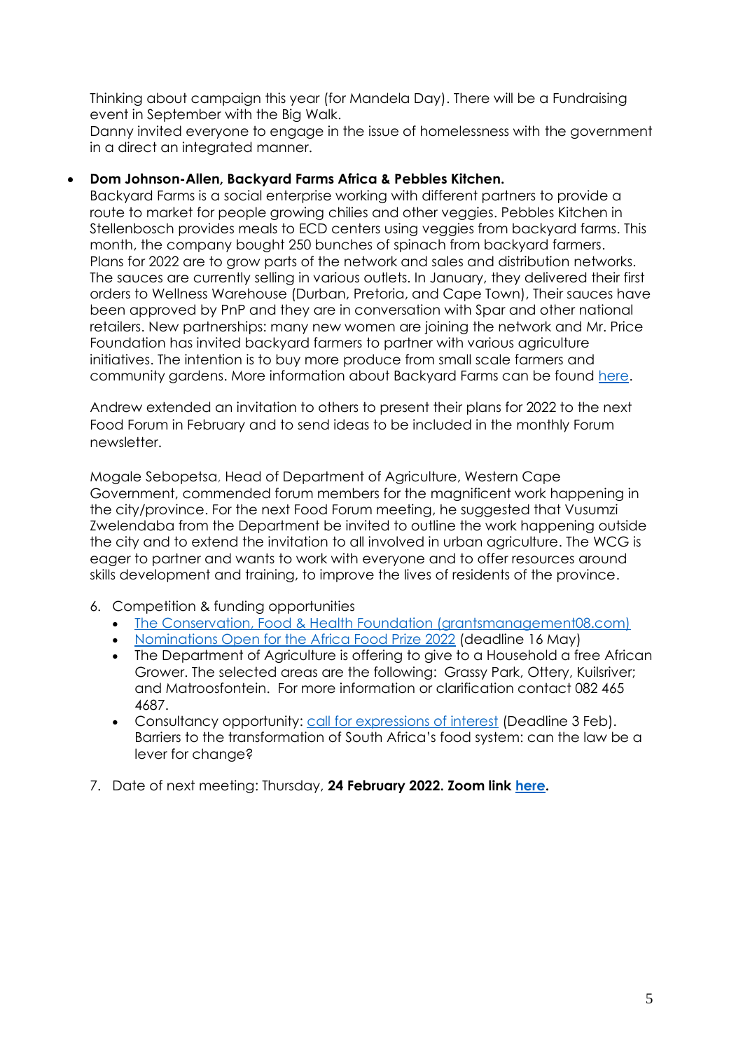Thinking about campaign this year (for Mandela Day). There will be a Fundraising event in September with the Big Walk.
Danny invited everyone to engage in the issue of homelessness with the government in a direct an integrated manner.

- **Dom Johnson-Allen, Backyard Farms Africa & Pebbles Kitchen.**
  Backyard Farms is a social enterprise working with different partners to provide a route to market for people growing chilies and other veggies. Pebbles Kitchen in Stellenbosch provides meals to ECD centers using veggies from backyard farms. This month, the company bought 250 bunches of spinach from backyard farmers. Plans for 2022 are to grow parts of the network and sales and distribution networks. The sauces are currently selling in various outlets. In January, they delivered their first orders to Wellness Warehouse (Durban, Pretoria, and Cape Town), Their sauces have been approved by PnP and they are in conversation with Spar and other national retailers. New partnerships: many new women are joining the network and Mr. Price Foundation has invited backyard farmers to partner with various agriculture initiatives. The intention is to buy more produce from small scale farmers and community gardens. More information about Backyard Farms can be found here.

  Andrew extended an invitation to others to present their plans for 2022 to the next Food Forum in February and to send ideas to be included in the monthly Forum newsletter.

  Mogale Sebopetsa, Head of Department of Agriculture, Western Cape Government, commended forum members for the magnificent work happening in the city/province. For the next Food Forum meeting, he suggested that Vusumzi Zwelendaba from the Department be invited to outline the work happening outside the city and to extend the invitation to all involved in urban agriculture. The WCG is eager to partner and wants to work with everyone and to offer resources around skills development and training, to improve the lives of residents of the province.

6. Competition & funding opportunities
   - The Conservation, Food & Health Foundation (grantsmanagement08.com)
   - Nominations Open for the Africa Food Prize 2022 (deadline 16 May)
   - The Department of Agriculture is offering to give to a Household a free African Grower. The selected areas are the following: Grassy Park, Ottery, Kuilsriver; and Matroosfontein. For more information or clarification contact 082 465 4687.
   - Consultancy opportunity: call for expressions of interest (Deadline 3 Feb). Barriers to the transformation of South Africa's food system: can the law be a lever for change?

7. Date of next meeting: Thursday, **24 February 2022. Zoom link here.**